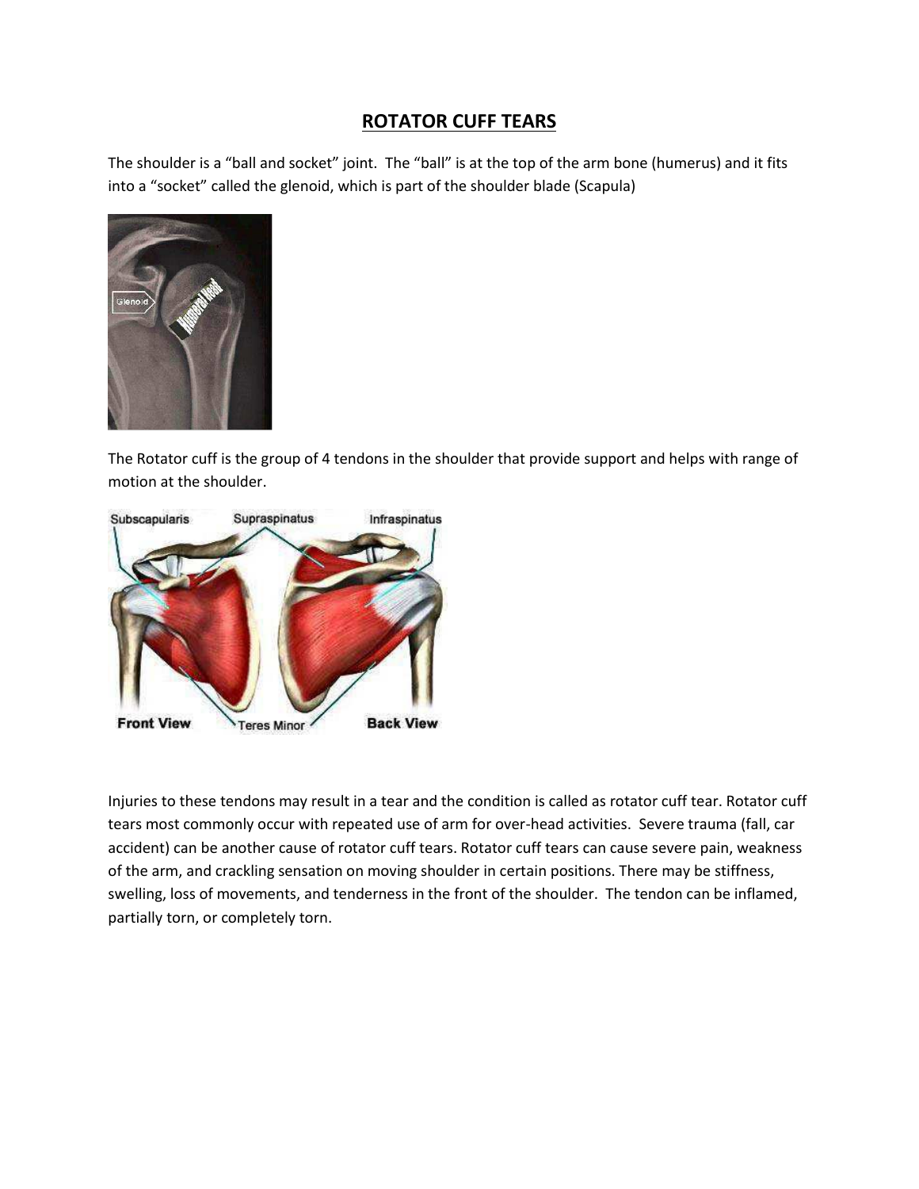# ROTATOR CUFF TEARS

The shoulder is a "ball and socket" joint. The "ball" is at the top of the arm bone (humerus) and it fits into a "socket" called the glenoid, which is part of the shoulder blade (Scapula)

The Rotator cuff is the group of 4 tendons in the shoulder that provide support and helps with range of motion at the shoulder.

Injuries to these tendons may result in a tear and the condition is called as rotator cuff tear. Rotator cuff tears most commonly occur with repeated use of arm for over-head activities. Severe trauma (fall, car accident) can be another cause of rotator cuff tears. Rotator cuff tears can cause severe pain, weakness of the arm, and crackling sensation on moving shoulder in certain positions. There may be stiffness, swelling, loss of movements, and tenderness in the front of the shoulder. The tendon can be inflamed, partially torn, or completely torn.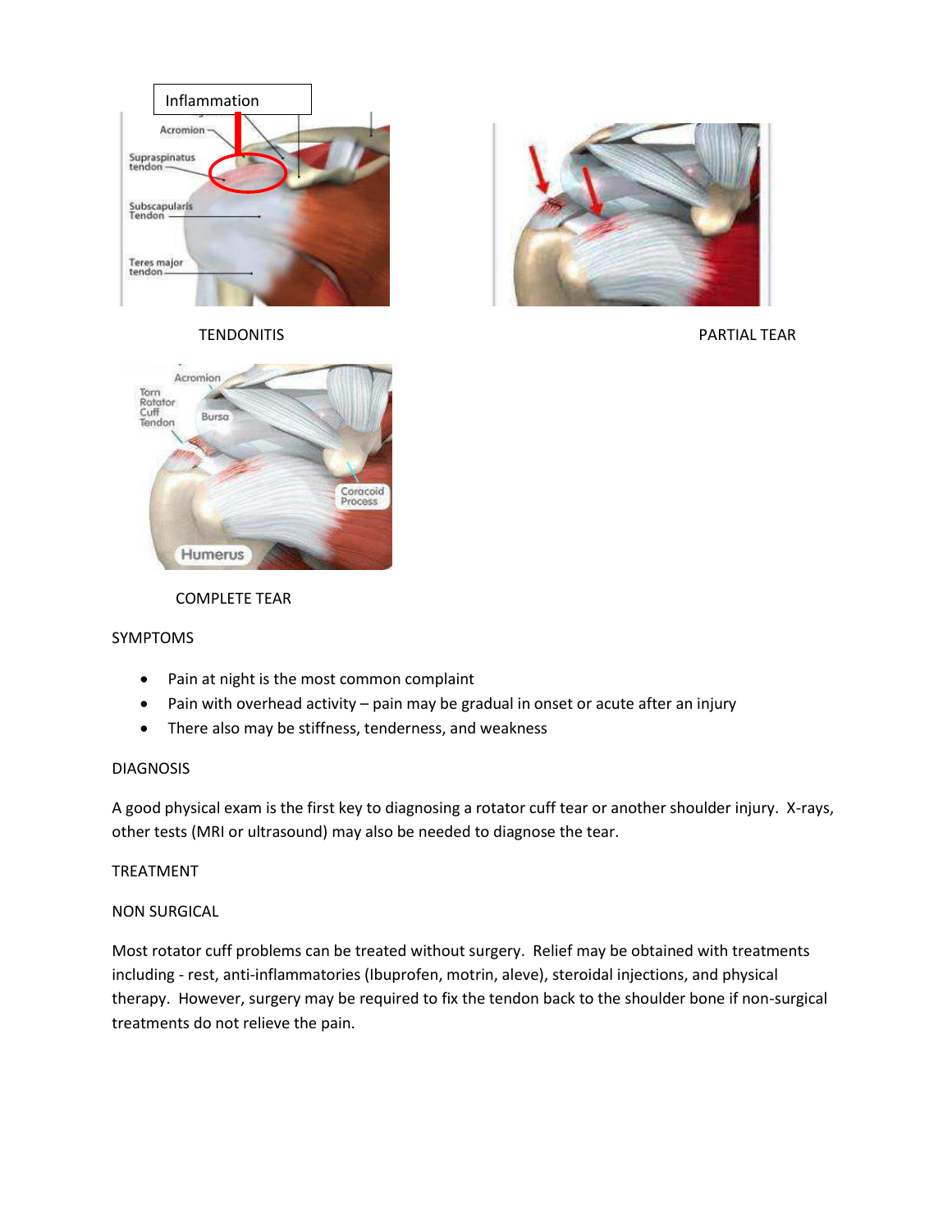TENDONITIS

PARTIAL TEAR

COMPLETE TEAR

SYMPTOMS

- Pain at night is the most common complaint
- Pain with overhead activity – pain may be gradual in onset or acute after an injury
- There also may be stiffness, tenderness, and weakness

DIAGNOSIS

A good physical exam is the first key to diagnosing a rotator cuff tear or another shoulder injury. X-rays, other tests (MRI or ultrasound) may also be needed to diagnose the tear.

TREATMENT

NON SURGICAL

Most rotator cuff problems can be treated without surgery. Relief may be obtained with treatments including - rest, anti-inflammatories (Ibuprofen, motrin, aleve), steroidal injections, and physical therapy. However, surgery may be required to fix the tendon back to the shoulder bone if non-surgical treatments do not relieve the pain.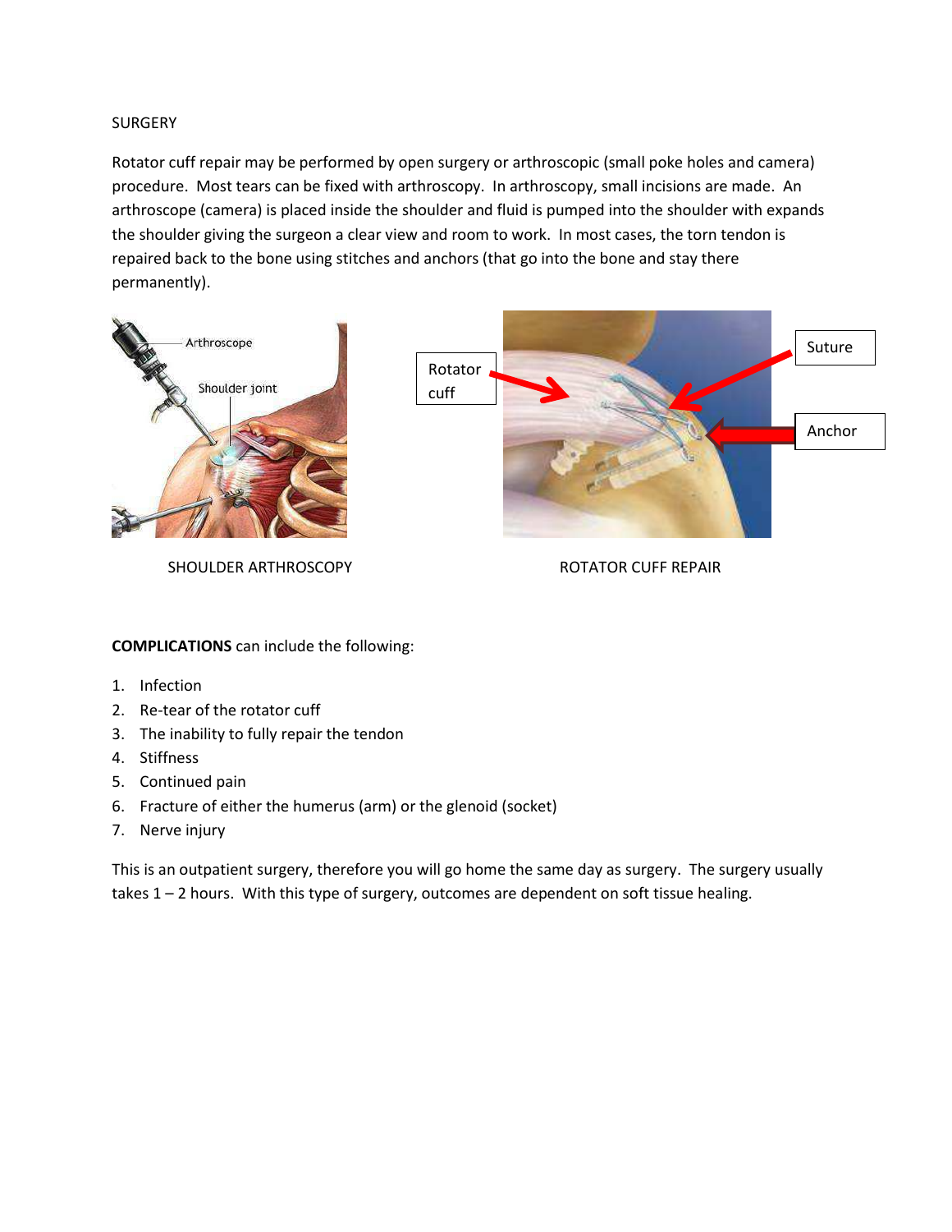SURGERY

Rotator cuff repair may be performed by open surgery or arthroscopic (small poke holes and camera) procedure. Most tears can be fixed with arthroscopy. In arthroscopy, small incisions are made. An arthroscope (camera) is placed inside the shoulder and fluid is pumped into the shoulder with expands the shoulder giving the surgeon a clear view and room to work. In most cases, the torn tendon is repaired back to the bone using stitches and anchors (that go into the bone and stay there permanently).

Arthroscope

Shoulder joint

SHOULDER ARTHROSCOPY

Rotator cuff

Suture

Anchor

ROTATOR CUFF REPAIR

**COMPLICATIONS** can include the following:

1. Infection
2. Re-tear of the rotator cuff
3. The inability to fully repair the tendon
4. Stiffness
5. Continued pain
6. Fracture of either the humerus (arm) or the glenoid (socket)
7. Nerve injury

This is an outpatient surgery, therefore you will go home the same day as surgery. The surgery usually takes 1 – 2 hours. With this type of surgery, outcomes are dependent on soft tissue healing.